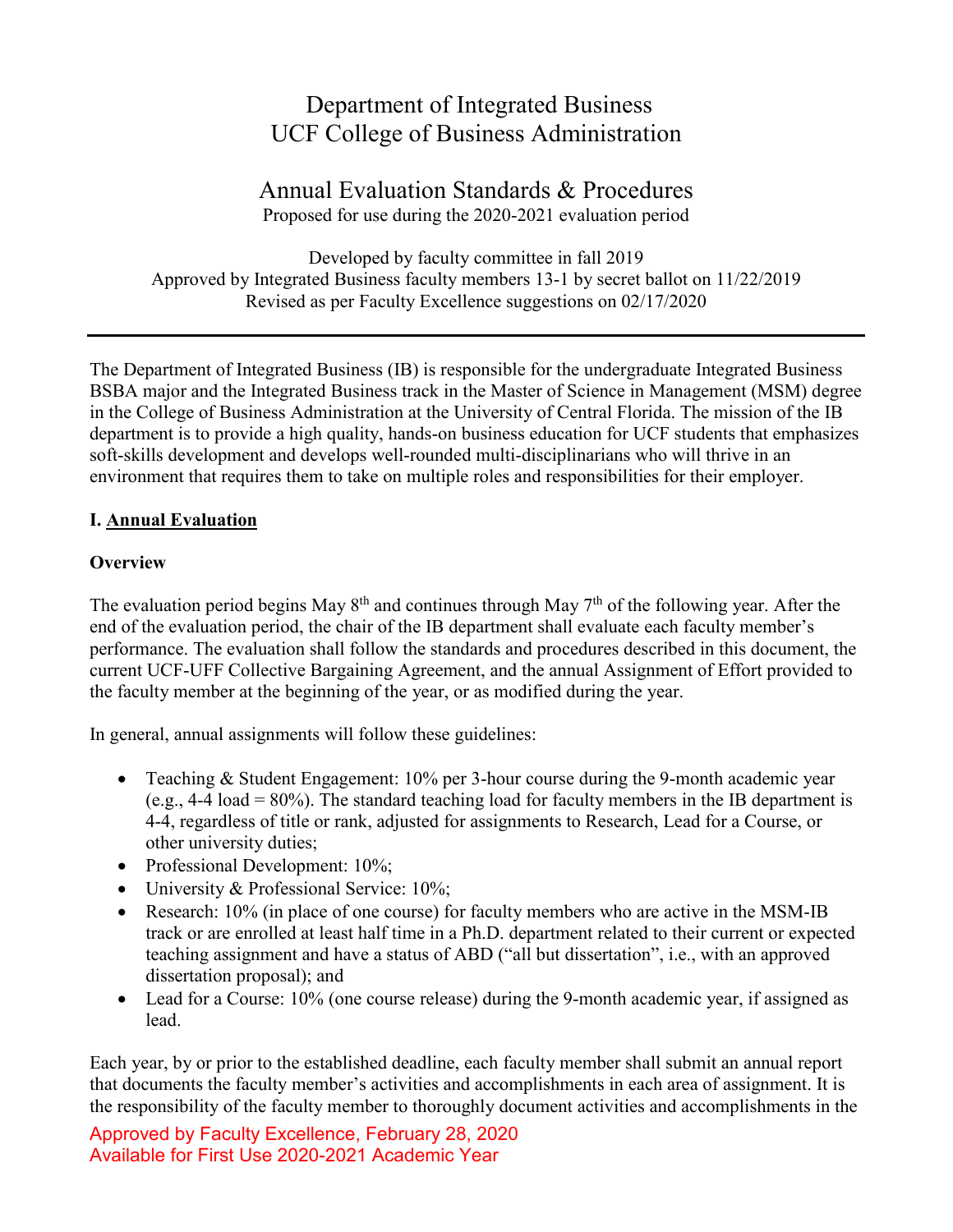# Department of Integrated Business
# UCF College of Business Administration

## Annual Evaluation Standards & Procedures

Proposed for use during the 2020-2021 evaluation period

Developed by faculty committee in fall 2019
Approved by Integrated Business faculty members 13-1 by secret ballot on 11/22/2019
Revised as per Faculty Excellence suggestions on 02/17/2020

---

The Department of Integrated Business (IB) is responsible for the undergraduate Integrated Business BSBA major and the Integrated Business track in the Master of Science in Management (MSM) degree in the College of Business Administration at the University of Central Florida. The mission of the IB department is to provide a high quality, hands-on business education for UCF students that emphasizes soft-skills development and develops well-rounded multi-disciplinarians who will thrive in an environment that requires them to take on multiple roles and responsibilities for their employer.

### I. Annual Evaluation

**Overview**

The evaluation period begins May 8th and continues through May 7th of the following year. After the end of the evaluation period, the chair of the IB department shall evaluate each faculty member's performance. The evaluation shall follow the standards and procedures described in this document, the current UCF-UFF Collective Bargaining Agreement, and the annual Assignment of Effort provided to the faculty member at the beginning of the year, or as modified during the year.

In general, annual assignments will follow these guidelines:

- Teaching & Student Engagement: 10% per 3-hour course during the 9-month academic year (e.g., 4-4 load = 80%). The standard teaching load for faculty members in the IB department is 4-4, regardless of title or rank, adjusted for assignments to Research, Lead for a Course, or other university duties;
- Professional Development: 10%;
- University & Professional Service: 10%;
- Research: 10% (in place of one course) for faculty members who are active in the MSM-IB track or are enrolled at least half time in a Ph.D. department related to their current or expected teaching assignment and have a status of ABD ("all but dissertation", i.e., with an approved dissertation proposal); and
- Lead for a Course: 10% (one course release) during the 9-month academic year, if assigned as lead.

Each year, by or prior to the established deadline, each faculty member shall submit an annual report that documents the faculty member's activities and accomplishments in each area of assignment. It is the responsibility of the faculty member to thoroughly document activities and accomplishments in the

Approved by Faculty Excellence, February 28, 2020
Available for First Use 2020-2021 Academic Year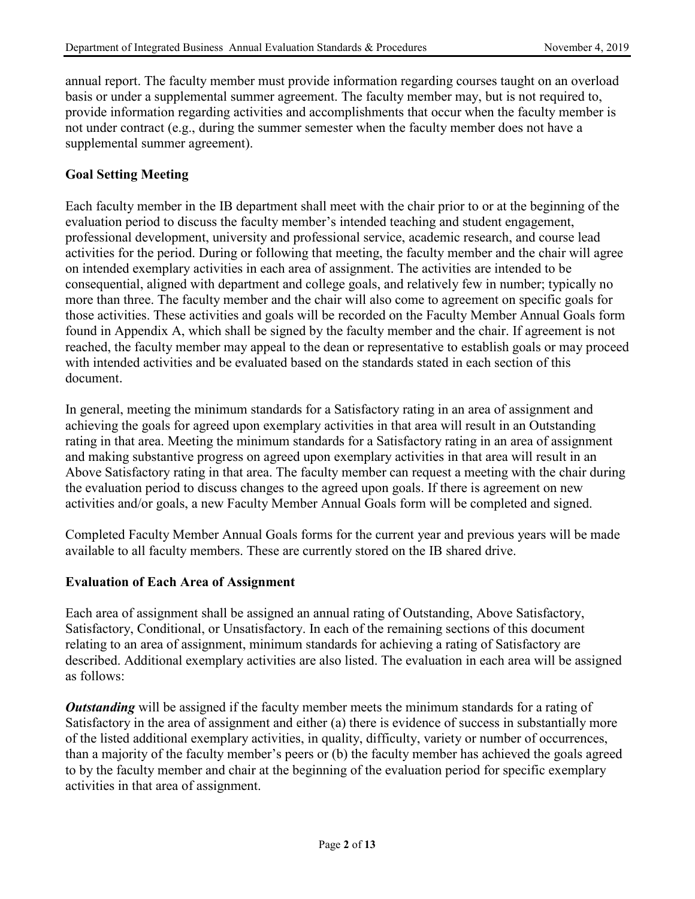annual report. The faculty member must provide information regarding courses taught on an overload basis or under a supplemental summer agreement. The faculty member may, but is not required to, provide information regarding activities and accomplishments that occur when the faculty member is not under contract (e.g., during the summer semester when the faculty member does not have a supplemental summer agreement).

## Goal Setting Meeting

Each faculty member in the IB department shall meet with the chair prior to or at the beginning of the evaluation period to discuss the faculty member's intended teaching and student engagement, professional development, university and professional service, academic research, and course lead activities for the period. During or following that meeting, the faculty member and the chair will agree on intended exemplary activities in each area of assignment. The activities are intended to be consequential, aligned with department and college goals, and relatively few in number; typically no more than three. The faculty member and the chair will also come to agreement on specific goals for those activities. These activities and goals will be recorded on the Faculty Member Annual Goals form found in Appendix A, which shall be signed by the faculty member and the chair. If agreement is not reached, the faculty member may appeal to the dean or representative to establish goals or may proceed with intended activities and be evaluated based on the standards stated in each section of this document.

In general, meeting the minimum standards for a Satisfactory rating in an area of assignment and achieving the goals for agreed upon exemplary activities in that area will result in an Outstanding rating in that area. Meeting the minimum standards for a Satisfactory rating in an area of assignment and making substantive progress on agreed upon exemplary activities in that area will result in an Above Satisfactory rating in that area. The faculty member can request a meeting with the chair during the evaluation period to discuss changes to the agreed upon goals. If there is agreement on new activities and/or goals, a new Faculty Member Annual Goals form will be completed and signed.

Completed Faculty Member Annual Goals forms for the current year and previous years will be made available to all faculty members. These are currently stored on the IB shared drive.

## Evaluation of Each Area of Assignment

Each area of assignment shall be assigned an annual rating of Outstanding, Above Satisfactory, Satisfactory, Conditional, or Unsatisfactory. In each of the remaining sections of this document relating to an area of assignment, minimum standards for achieving a rating of Satisfactory are described. Additional exemplary activities are also listed. The evaluation in each area will be assigned as follows:

***Outstanding*** will be assigned if the faculty member meets the minimum standards for a rating of Satisfactory in the area of assignment and either (a) there is evidence of success in substantially more of the listed additional exemplary activities, in quality, difficulty, variety or number of occurrences, than a majority of the faculty member's peers or (b) the faculty member has achieved the goals agreed to by the faculty member and chair at the beginning of the evaluation period for specific exemplary activities in that area of assignment.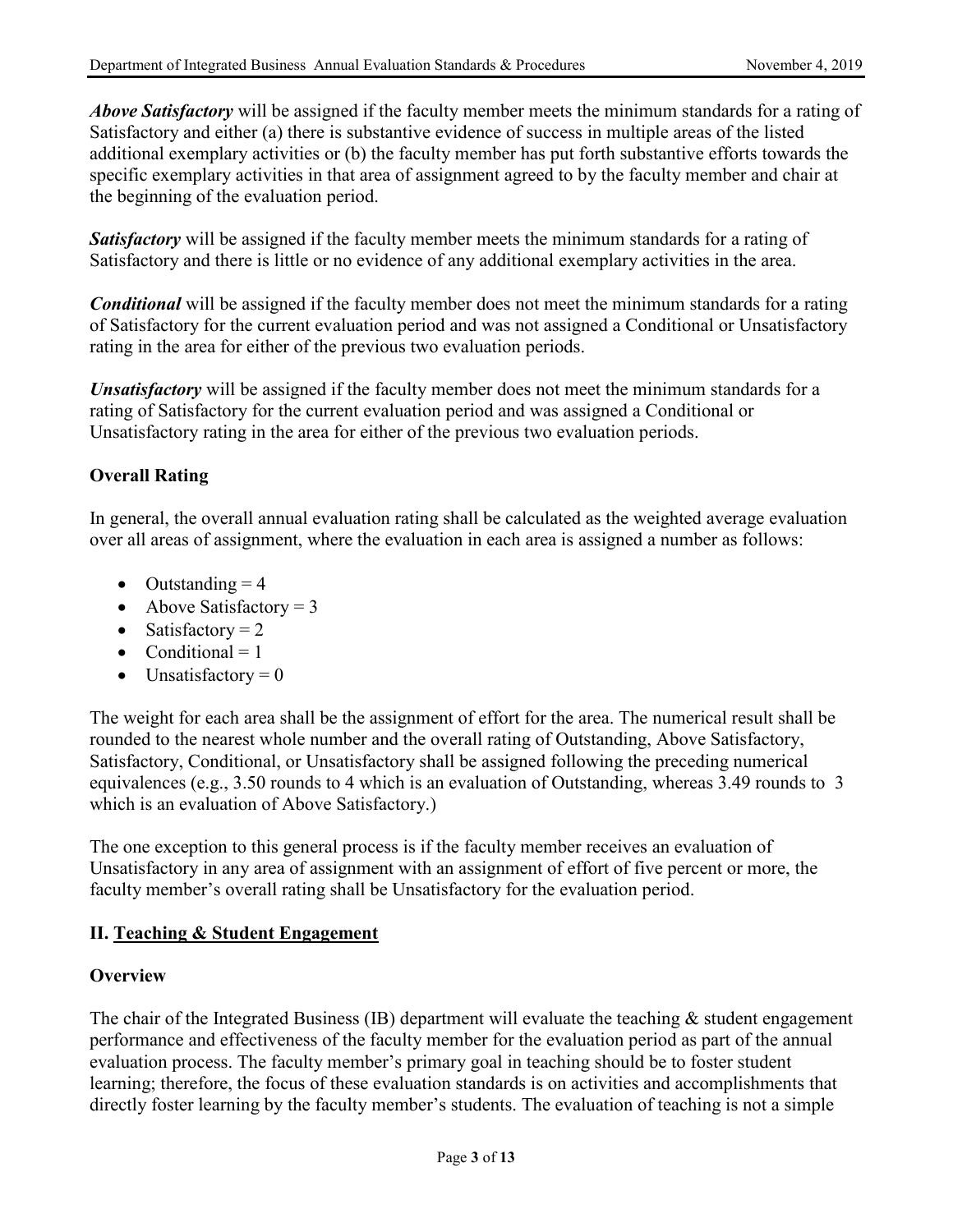***Above Satisfactory*** will be assigned if the faculty member meets the minimum standards for a rating of Satisfactory and either (a) there is substantive evidence of success in multiple areas of the listed additional exemplary activities or (b) the faculty member has put forth substantive efforts towards the specific exemplary activities in that area of assignment agreed to by the faculty member and chair at the beginning of the evaluation period.

***Satisfactory*** will be assigned if the faculty member meets the minimum standards for a rating of Satisfactory and there is little or no evidence of any additional exemplary activities in the area.

***Conditional*** will be assigned if the faculty member does not meet the minimum standards for a rating of Satisfactory for the current evaluation period and was not assigned a Conditional or Unsatisfactory rating in the area for either of the previous two evaluation periods.

***Unsatisfactory*** will be assigned if the faculty member does not meet the minimum standards for a rating of Satisfactory for the current evaluation period and was assigned a Conditional or Unsatisfactory rating in the area for either of the previous two evaluation periods.

### Overall Rating

In general, the overall annual evaluation rating shall be calculated as the weighted average evaluation over all areas of assignment, where the evaluation in each area is assigned a number as follows:

- Outstanding = 4
- Above Satisfactory = 3
- Satisfactory = 2
- Conditional = 1
- Unsatisfactory = 0

The weight for each area shall be the assignment of effort for the area. The numerical result shall be rounded to the nearest whole number and the overall rating of Outstanding, Above Satisfactory, Satisfactory, Conditional, or Unsatisfactory shall be assigned following the preceding numerical equivalences (e.g., 3.50 rounds to 4 which is an evaluation of Outstanding, whereas 3.49 rounds to 3 which is an evaluation of Above Satisfactory.)

The one exception to this general process is if the faculty member receives an evaluation of Unsatisfactory in any area of assignment with an assignment of effort of five percent or more, the faculty member's overall rating shall be Unsatisfactory for the evaluation period.

## II. Teaching & Student Engagement

### Overview

The chair of the Integrated Business (IB) department will evaluate the teaching & student engagement performance and effectiveness of the faculty member for the evaluation period as part of the annual evaluation process. The faculty member's primary goal in teaching should be to foster student learning; therefore, the focus of these evaluation standards is on activities and accomplishments that directly foster learning by the faculty member's students. The evaluation of teaching is not a simple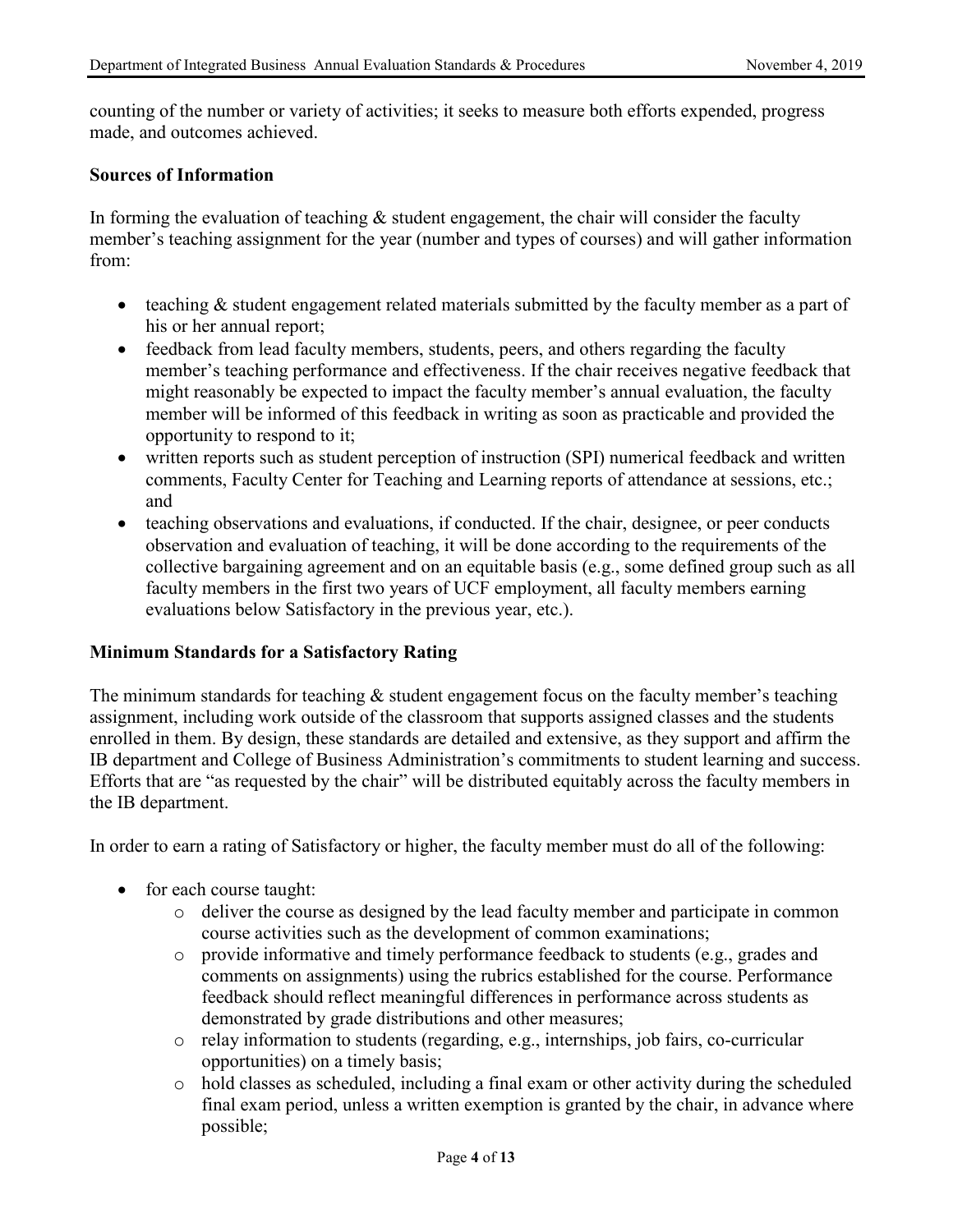counting of the number or variety of activities; it seeks to measure both efforts expended, progress made, and outcomes achieved.

**Sources of Information**

In forming the evaluation of teaching & student engagement, the chair will consider the faculty member's teaching assignment for the year (number and types of courses) and will gather information from:

- teaching & student engagement related materials submitted by the faculty member as a part of his or her annual report;
- feedback from lead faculty members, students, peers, and others regarding the faculty member's teaching performance and effectiveness. If the chair receives negative feedback that might reasonably be expected to impact the faculty member's annual evaluation, the faculty member will be informed of this feedback in writing as soon as practicable and provided the opportunity to respond to it;
- written reports such as student perception of instruction (SPI) numerical feedback and written comments, Faculty Center for Teaching and Learning reports of attendance at sessions, etc.; and
- teaching observations and evaluations, if conducted. If the chair, designee, or peer conducts observation and evaluation of teaching, it will be done according to the requirements of the collective bargaining agreement and on an equitable basis (e.g., some defined group such as all faculty members in the first two years of UCF employment, all faculty members earning evaluations below Satisfactory in the previous year, etc.).

**Minimum Standards for a Satisfactory Rating**

The minimum standards for teaching & student engagement focus on the faculty member's teaching assignment, including work outside of the classroom that supports assigned classes and the students enrolled in them. By design, these standards are detailed and extensive, as they support and affirm the IB department and College of Business Administration's commitments to student learning and success. Efforts that are "as requested by the chair" will be distributed equitably across the faculty members in the IB department.

In order to earn a rating of Satisfactory or higher, the faculty member must do all of the following:

- for each course taught:
  - deliver the course as designed by the lead faculty member and participate in common course activities such as the development of common examinations;
  - provide informative and timely performance feedback to students (e.g., grades and comments on assignments) using the rubrics established for the course. Performance feedback should reflect meaningful differences in performance across students as demonstrated by grade distributions and other measures;
  - relay information to students (regarding, e.g., internships, job fairs, co-curricular opportunities) on a timely basis;
  - hold classes as scheduled, including a final exam or other activity during the scheduled final exam period, unless a written exemption is granted by the chair, in advance where possible;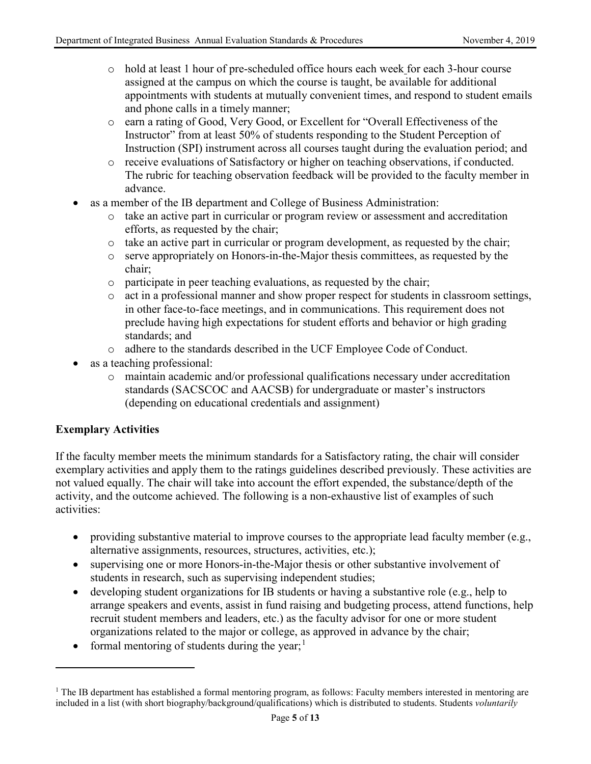- hold at least 1 hour of pre-scheduled office hours each week for each 3-hour course assigned at the campus on which the course is taught, be available for additional appointments with students at mutually convenient times, and respond to student emails and phone calls in a timely manner;
  - earn a rating of Good, Very Good, or Excellent for "Overall Effectiveness of the Instructor" from at least 50% of students responding to the Student Perception of Instruction (SPI) instrument across all courses taught during the evaluation period; and
  - receive evaluations of Satisfactory or higher on teaching observations, if conducted. The rubric for teaching observation feedback will be provided to the faculty member in advance.
- as a member of the IB department and College of Business Administration:
  - take an active part in curricular or program review or assessment and accreditation efforts, as requested by the chair;
  - take an active part in curricular or program development, as requested by the chair;
  - serve appropriately on Honors-in-the-Major thesis committees, as requested by the chair;
  - participate in peer teaching evaluations, as requested by the chair;
  - act in a professional manner and show proper respect for students in classroom settings, in other face-to-face meetings, and in communications. This requirement does not preclude having high expectations for student efforts and behavior or high grading standards; and
  - adhere to the standards described in the UCF Employee Code of Conduct.
- as a teaching professional:
  - maintain academic and/or professional qualifications necessary under accreditation standards (SACSCOC and AACSB) for undergraduate or master's instructors (depending on educational credentials and assignment)

**Exemplary Activities**

If the faculty member meets the minimum standards for a Satisfactory rating, the chair will consider exemplary activities and apply them to the ratings guidelines described previously. These activities are not valued equally. The chair will take into account the effort expended, the substance/depth of the activity, and the outcome achieved. The following is a non-exhaustive list of examples of such activities:

- providing substantive material to improve courses to the appropriate lead faculty member (e.g., alternative assignments, resources, structures, activities, etc.);
- supervising one or more Honors-in-the-Major thesis or other substantive involvement of students in research, such as supervising independent studies;
- developing student organizations for IB students or having a substantive role (e.g., help to arrange speakers and events, assist in fund raising and budgeting process, attend functions, help recruit student members and leaders, etc.) as the faculty advisor for one or more student organizations related to the major or college, as approved in advance by the chair;
- formal mentoring of students during the year;[1]

[1] The IB department has established a formal mentoring program, as follows: Faculty members interested in mentoring are included in a list (with short biography/background/qualifications) which is distributed to students. Students *voluntarily*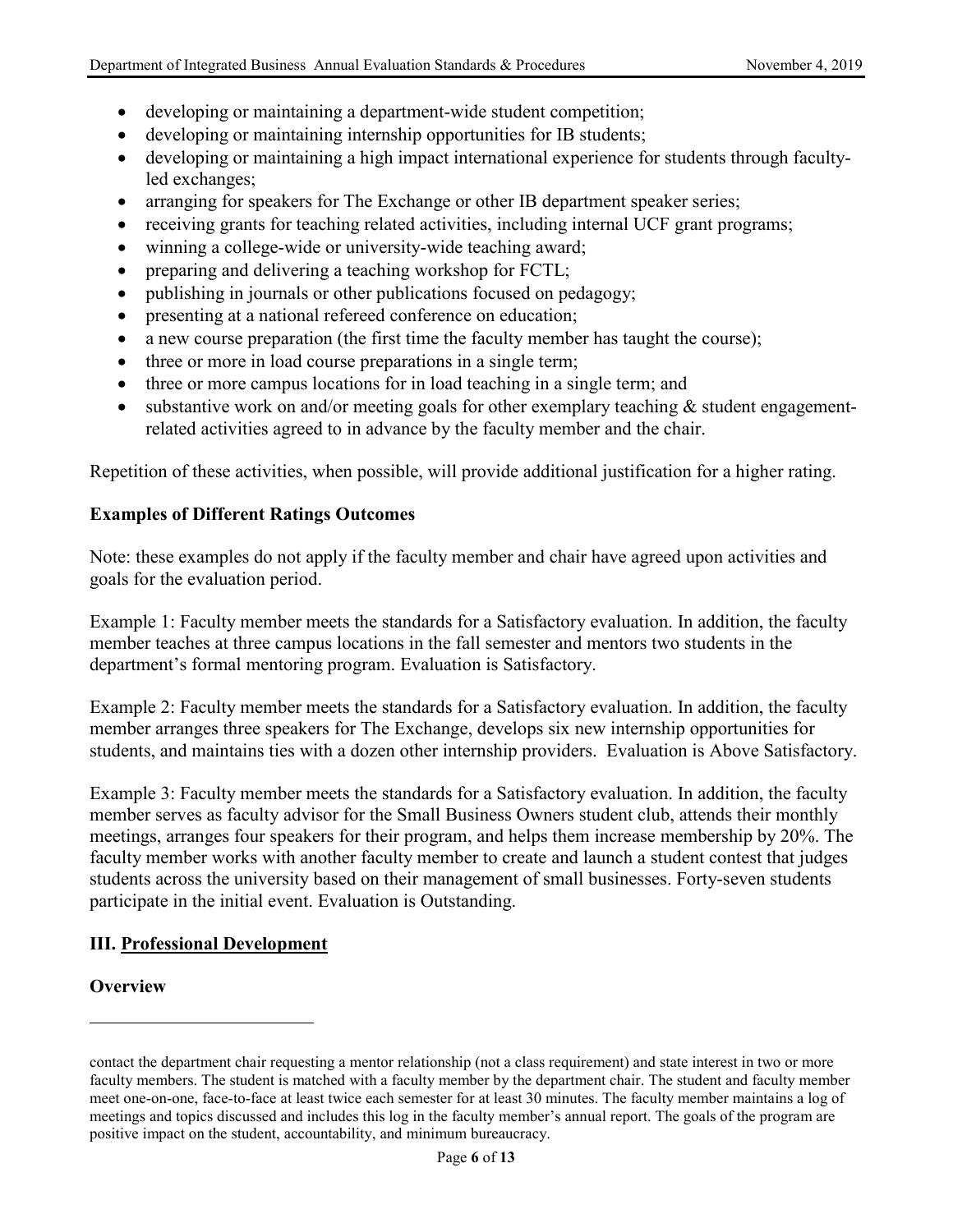- developing or maintaining a department-wide student competition;
- developing or maintaining internship opportunities for IB students;
- developing or maintaining a high impact international experience for students through faculty-led exchanges;
- arranging for speakers for The Exchange or other IB department speaker series;
- receiving grants for teaching related activities, including internal UCF grant programs;
- winning a college-wide or university-wide teaching award;
- preparing and delivering a teaching workshop for FCTL;
- publishing in journals or other publications focused on pedagogy;
- presenting at a national refereed conference on education;
- a new course preparation (the first time the faculty member has taught the course);
- three or more in load course preparations in a single term;
- three or more campus locations for in load teaching in a single term; and
- substantive work on and/or meeting goals for other exemplary teaching & student engagement-related activities agreed to in advance by the faculty member and the chair.

Repetition of these activities, when possible, will provide additional justification for a higher rating.

**Examples of Different Ratings Outcomes**

Note: these examples do not apply if the faculty member and chair have agreed upon activities and goals for the evaluation period.

Example 1: Faculty member meets the standards for a Satisfactory evaluation. In addition, the faculty member teaches at three campus locations in the fall semester and mentors two students in the department's formal mentoring program. Evaluation is Satisfactory.

Example 2: Faculty member meets the standards for a Satisfactory evaluation. In addition, the faculty member arranges three speakers for The Exchange, develops six new internship opportunities for students, and maintains ties with a dozen other internship providers. Evaluation is Above Satisfactory.

Example 3: Faculty member meets the standards for a Satisfactory evaluation. In addition, the faculty member serves as faculty advisor for the Small Business Owners student club, attends their monthly meetings, arranges four speakers for their program, and helps them increase membership by 20%. The faculty member works with another faculty member to create and launch a student contest that judges students across the university based on their management of small businesses. Forty-seven students participate in the initial event. Evaluation is Outstanding.

## III. Professional Development

**Overview**

---

contact the department chair requesting a mentor relationship (not a class requirement) and state interest in two or more faculty members. The student is matched with a faculty member by the department chair. The student and faculty member meet one-on-one, face-to-face at least twice each semester for at least 30 minutes. The faculty member maintains a log of meetings and topics discussed and includes this log in the faculty member's annual report. The goals of the program are positive impact on the student, accountability, and minimum bureaucracy.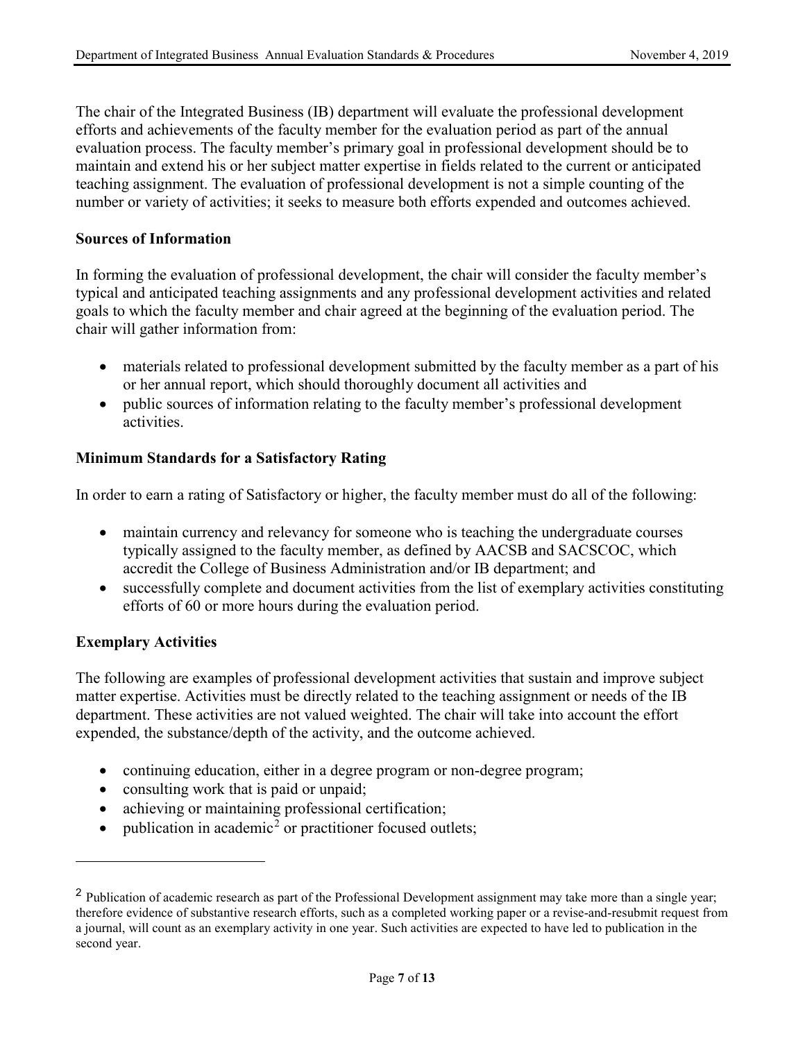The chair of the Integrated Business (IB) department will evaluate the professional development efforts and achievements of the faculty member for the evaluation period as part of the annual evaluation process. The faculty member's primary goal in professional development should be to maintain and extend his or her subject matter expertise in fields related to the current or anticipated teaching assignment. The evaluation of professional development is not a simple counting of the number or variety of activities; it seeks to measure both efforts expended and outcomes achieved.

**Sources of Information**

In forming the evaluation of professional development, the chair will consider the faculty member's typical and anticipated teaching assignments and any professional development activities and related goals to which the faculty member and chair agreed at the beginning of the evaluation period. The chair will gather information from:

- materials related to professional development submitted by the faculty member as a part of his or her annual report, which should thoroughly document all activities and
- public sources of information relating to the faculty member's professional development activities.

**Minimum Standards for a Satisfactory Rating**

In order to earn a rating of Satisfactory or higher, the faculty member must do all of the following:

- maintain currency and relevancy for someone who is teaching the undergraduate courses typically assigned to the faculty member, as defined by AACSB and SACSCOC, which accredit the College of Business Administration and/or IB department; and
- successfully complete and document activities from the list of exemplary activities constituting efforts of 60 or more hours during the evaluation period.

**Exemplary Activities**

The following are examples of professional development activities that sustain and improve subject matter expertise. Activities must be directly related to the teaching assignment or needs of the IB department. These activities are not valued weighted. The chair will take into account the effort expended, the substance/depth of the activity, and the outcome achieved.

- continuing education, either in a degree program or non-degree program;
- consulting work that is paid or unpaid;
- achieving or maintaining professional certification;
- publication in academic[2] or practitioner focused outlets;

[2] Publication of academic research as part of the Professional Development assignment may take more than a single year; therefore evidence of substantive research efforts, such as a completed working paper or a revise-and-resubmit request from a journal, will count as an exemplary activity in one year. Such activities are expected to have led to publication in the second year.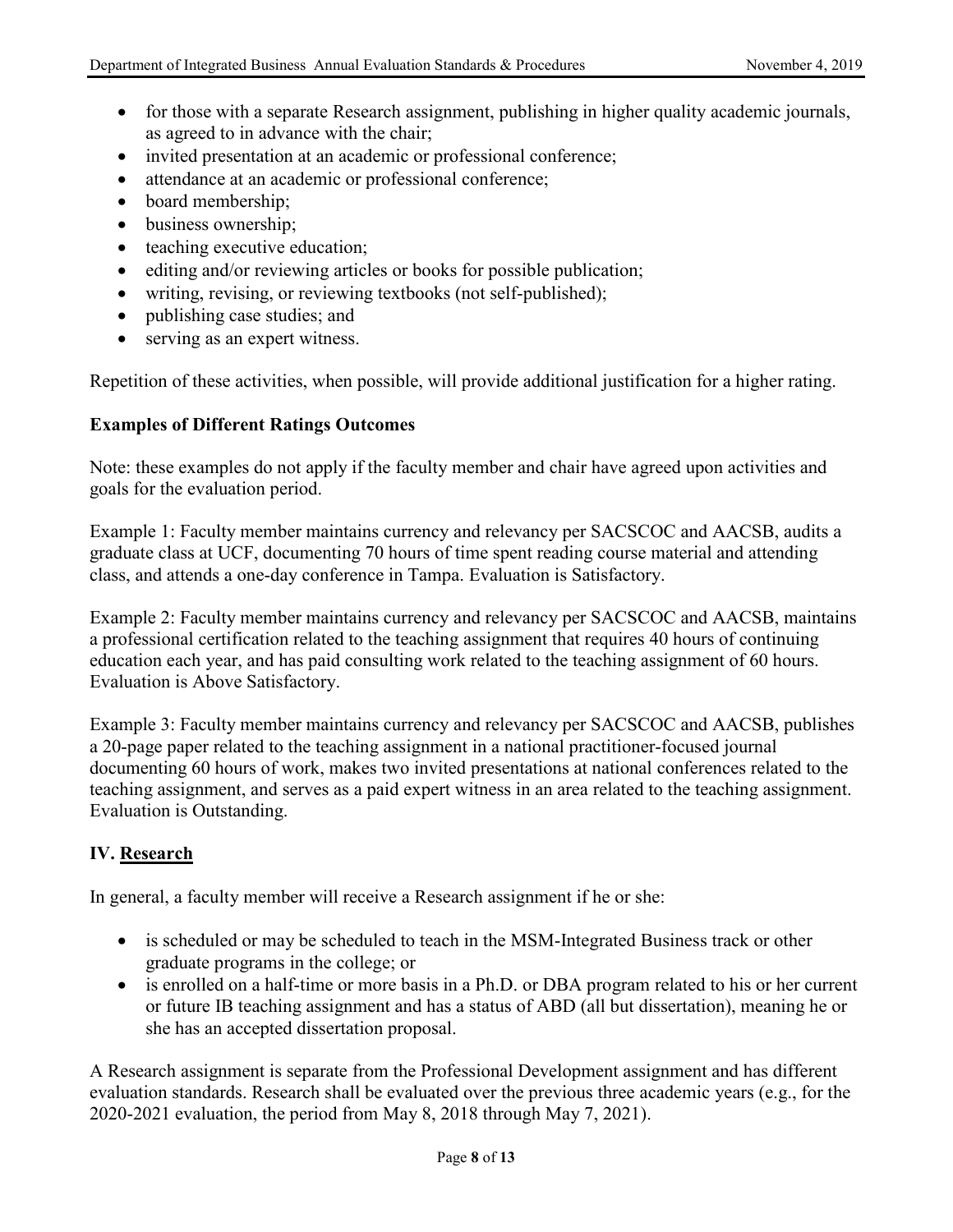- for those with a separate Research assignment, publishing in higher quality academic journals, as agreed to in advance with the chair;
- invited presentation at an academic or professional conference;
- attendance at an academic or professional conference;
- board membership;
- business ownership;
- teaching executive education;
- editing and/or reviewing articles or books for possible publication;
- writing, revising, or reviewing textbooks (not self-published);
- publishing case studies; and
- serving as an expert witness.

Repetition of these activities, when possible, will provide additional justification for a higher rating.

**Examples of Different Ratings Outcomes**

Note: these examples do not apply if the faculty member and chair have agreed upon activities and goals for the evaluation period.

Example 1: Faculty member maintains currency and relevancy per SACSCOC and AACSB, audits a graduate class at UCF, documenting 70 hours of time spent reading course material and attending class, and attends a one-day conference in Tampa. Evaluation is Satisfactory.

Example 2: Faculty member maintains currency and relevancy per SACSCOC and AACSB, maintains a professional certification related to the teaching assignment that requires 40 hours of continuing education each year, and has paid consulting work related to the teaching assignment of 60 hours. Evaluation is Above Satisfactory.

Example 3: Faculty member maintains currency and relevancy per SACSCOC and AACSB, publishes a 20-page paper related to the teaching assignment in a national practitioner-focused journal documenting 60 hours of work, makes two invited presentations at national conferences related to the teaching assignment, and serves as a paid expert witness in an area related to the teaching assignment. Evaluation is Outstanding.

## IV. Research

In general, a faculty member will receive a Research assignment if he or she:

- is scheduled or may be scheduled to teach in the MSM-Integrated Business track or other graduate programs in the college; or
- is enrolled on a half-time or more basis in a Ph.D. or DBA program related to his or her current or future IB teaching assignment and has a status of ABD (all but dissertation), meaning he or she has an accepted dissertation proposal.

A Research assignment is separate from the Professional Development assignment and has different evaluation standards. Research shall be evaluated over the previous three academic years (e.g., for the 2020-2021 evaluation, the period from May 8, 2018 through May 7, 2021).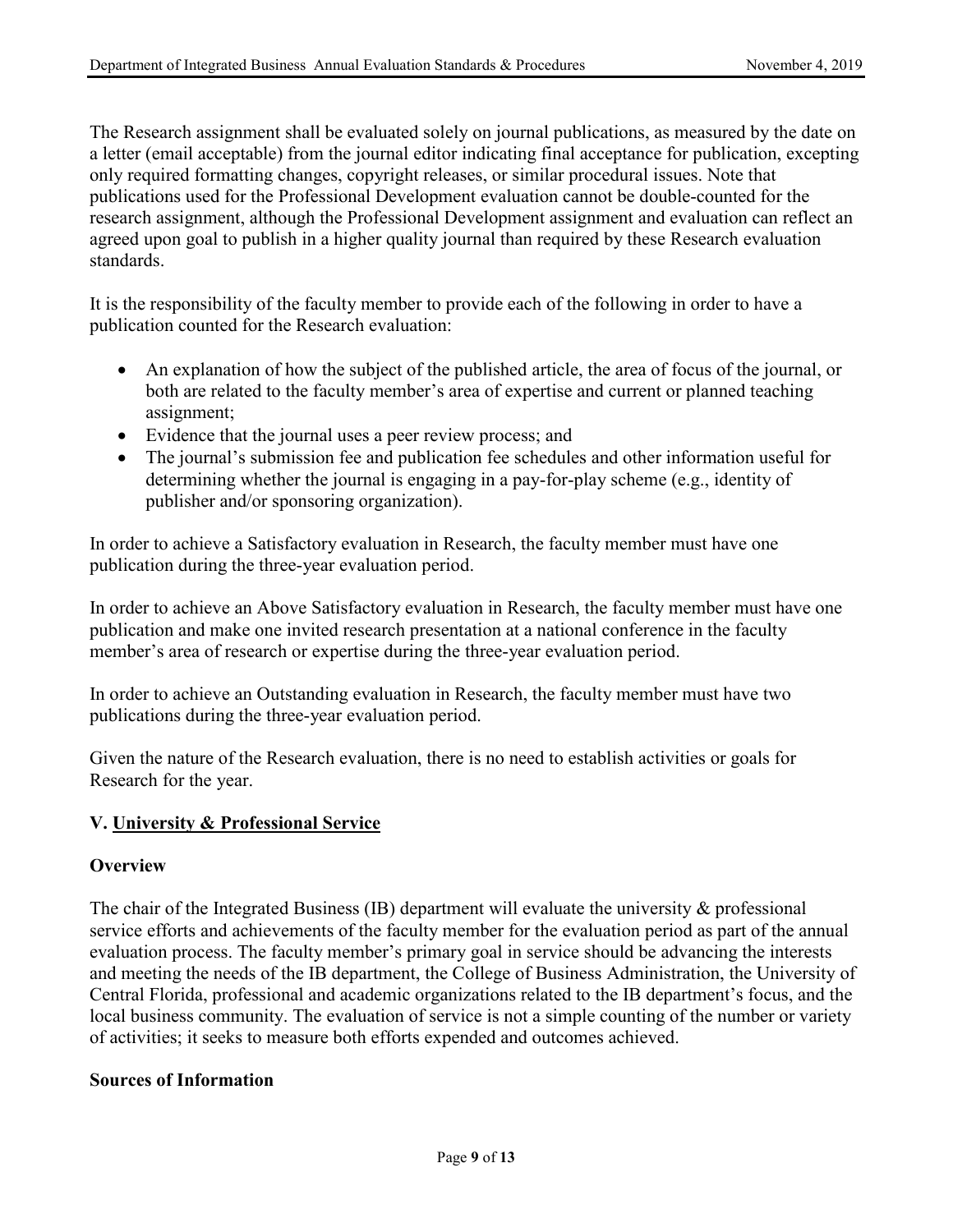The Research assignment shall be evaluated solely on journal publications, as measured by the date on a letter (email acceptable) from the journal editor indicating final acceptance for publication, excepting only required formatting changes, copyright releases, or similar procedural issues. Note that publications used for the Professional Development evaluation cannot be double-counted for the research assignment, although the Professional Development assignment and evaluation can reflect an agreed upon goal to publish in a higher quality journal than required by these Research evaluation standards.

It is the responsibility of the faculty member to provide each of the following in order to have a publication counted for the Research evaluation:

- An explanation of how the subject of the published article, the area of focus of the journal, or both are related to the faculty member's area of expertise and current or planned teaching assignment;
- Evidence that the journal uses a peer review process; and
- The journal's submission fee and publication fee schedules and other information useful for determining whether the journal is engaging in a pay-for-play scheme (e.g., identity of publisher and/or sponsoring organization).

In order to achieve a Satisfactory evaluation in Research, the faculty member must have one publication during the three-year evaluation period.

In order to achieve an Above Satisfactory evaluation in Research, the faculty member must have one publication and make one invited research presentation at a national conference in the faculty member's area of research or expertise during the three-year evaluation period.

In order to achieve an Outstanding evaluation in Research, the faculty member must have two publications during the three-year evaluation period.

Given the nature of the Research evaluation, there is no need to establish activities or goals for Research for the year.

## V. University & Professional Service

### Overview

The chair of the Integrated Business (IB) department will evaluate the university & professional service efforts and achievements of the faculty member for the evaluation period as part of the annual evaluation process. The faculty member's primary goal in service should be advancing the interests and meeting the needs of the IB department, the College of Business Administration, the University of Central Florida, professional and academic organizations related to the IB department's focus, and the local business community. The evaluation of service is not a simple counting of the number or variety of activities; it seeks to measure both efforts expended and outcomes achieved.

### Sources of Information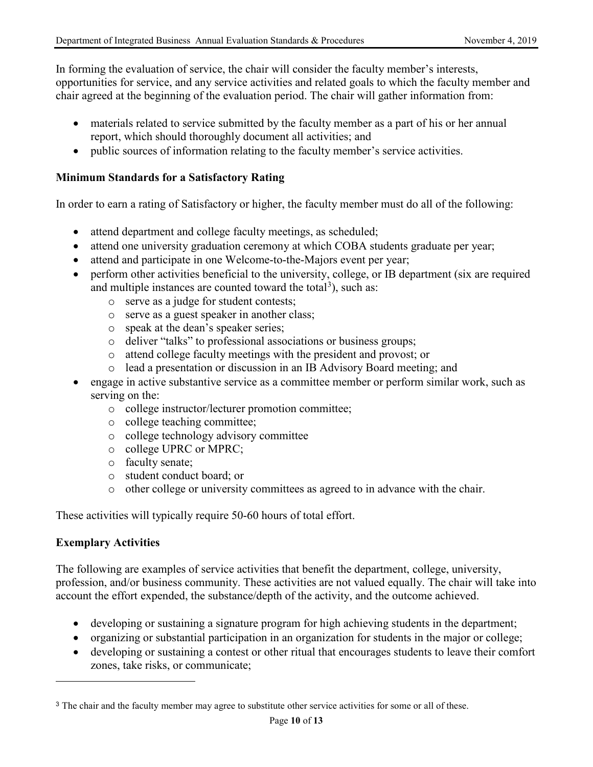In forming the evaluation of service, the chair will consider the faculty member's interests, opportunities for service, and any service activities and related goals to which the faculty member and chair agreed at the beginning of the evaluation period. The chair will gather information from:

- materials related to service submitted by the faculty member as a part of his or her annual report, which should thoroughly document all activities; and
- public sources of information relating to the faculty member's service activities.

**Minimum Standards for a Satisfactory Rating**

In order to earn a rating of Satisfactory or higher, the faculty member must do all of the following:

- attend department and college faculty meetings, as scheduled;
- attend one university graduation ceremony at which COBA students graduate per year;
- attend and participate in one Welcome-to-the-Majors event per year;
- perform other activities beneficial to the university, college, or IB department (six are required and multiple instances are counted toward the total[3]), such as:
  - serve as a judge for student contests;
  - serve as a guest speaker in another class;
  - speak at the dean's speaker series;
  - deliver "talks" to professional associations or business groups;
  - attend college faculty meetings with the president and provost; or
  - lead a presentation or discussion in an IB Advisory Board meeting; and
- engage in active substantive service as a committee member or perform similar work, such as serving on the:
  - college instructor/lecturer promotion committee;
  - college teaching committee;
  - college technology advisory committee
  - college UPRC or MPRC;
  - faculty senate;
  - student conduct board; or
  - other college or university committees as agreed to in advance with the chair.

These activities will typically require 50-60 hours of total effort.

**Exemplary Activities**

The following are examples of service activities that benefit the department, college, university, profession, and/or business community. These activities are not valued equally. The chair will take into account the effort expended, the substance/depth of the activity, and the outcome achieved.

- developing or sustaining a signature program for high achieving students in the department;
- organizing or substantial participation in an organization for students in the major or college;
- developing or sustaining a contest or other ritual that encourages students to leave their comfort zones, take risks, or communicate;

---

[3] The chair and the faculty member may agree to substitute other service activities for some or all of these.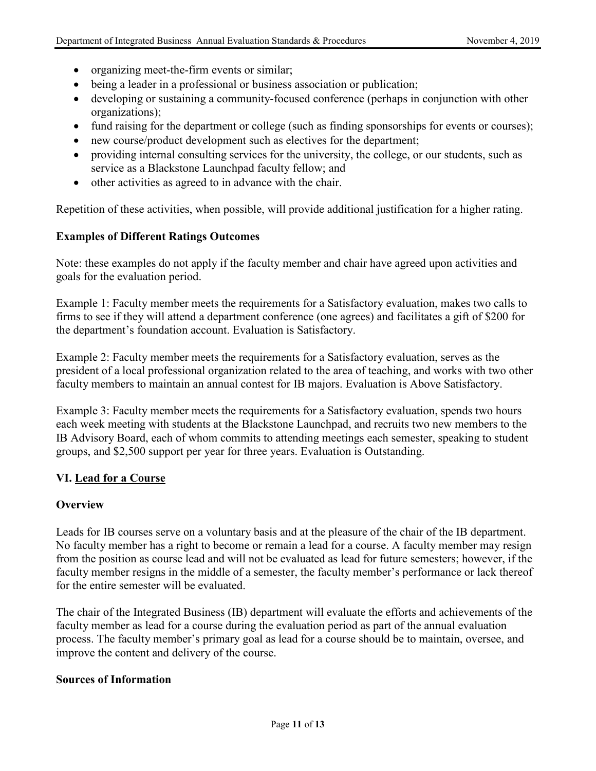- organizing meet-the-firm events or similar;
- being a leader in a professional or business association or publication;
- developing or sustaining a community-focused conference (perhaps in conjunction with other organizations);
- fund raising for the department or college (such as finding sponsorships for events or courses);
- new course/product development such as electives for the department;
- providing internal consulting services for the university, the college, or our students, such as service as a Blackstone Launchpad faculty fellow; and
- other activities as agreed to in advance with the chair.

Repetition of these activities, when possible, will provide additional justification for a higher rating.

**Examples of Different Ratings Outcomes**

Note: these examples do not apply if the faculty member and chair have agreed upon activities and goals for the evaluation period.

Example 1: Faculty member meets the requirements for a Satisfactory evaluation, makes two calls to firms to see if they will attend a department conference (one agrees) and facilitates a gift of $200 for the department's foundation account. Evaluation is Satisfactory.

Example 2: Faculty member meets the requirements for a Satisfactory evaluation, serves as the president of a local professional organization related to the area of teaching, and works with two other faculty members to maintain an annual contest for IB majors. Evaluation is Above Satisfactory.

Example 3: Faculty member meets the requirements for a Satisfactory evaluation, spends two hours each week meeting with students at the Blackstone Launchpad, and recruits two new members to the IB Advisory Board, each of whom commits to attending meetings each semester, speaking to student groups, and $2,500 support per year for three years. Evaluation is Outstanding.

## VI. Lead for a Course

**Overview**

Leads for IB courses serve on a voluntary basis and at the pleasure of the chair of the IB department. No faculty member has a right to become or remain a lead for a course. A faculty member may resign from the position as course lead and will not be evaluated as lead for future semesters; however, if the faculty member resigns in the middle of a semester, the faculty member's performance or lack thereof for the entire semester will be evaluated.

The chair of the Integrated Business (IB) department will evaluate the efforts and achievements of the faculty member as lead for a course during the evaluation period as part of the annual evaluation process. The faculty member's primary goal as lead for a course should be to maintain, oversee, and improve the content and delivery of the course.

**Sources of Information**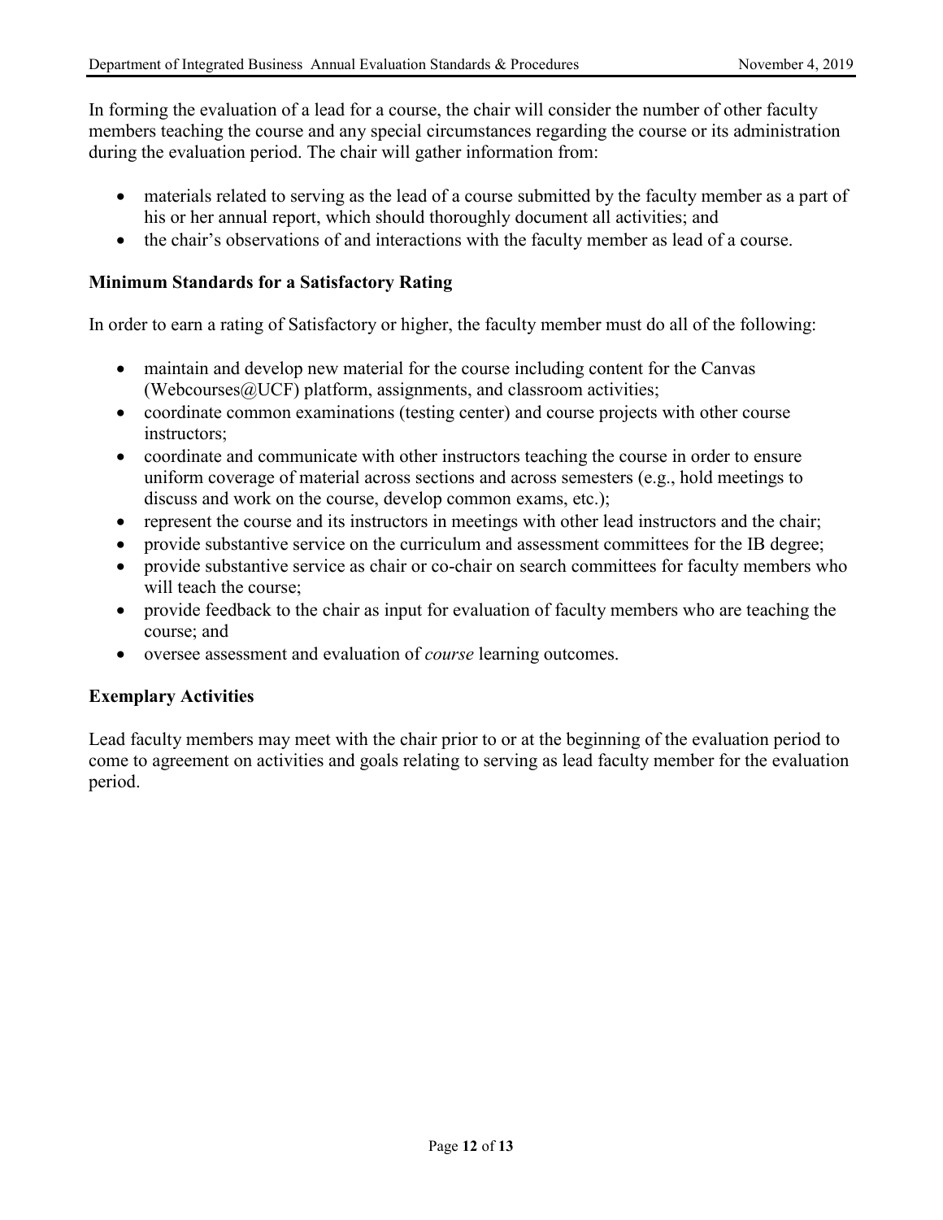In forming the evaluation of a lead for a course, the chair will consider the number of other faculty members teaching the course and any special circumstances regarding the course or its administration during the evaluation period. The chair will gather information from:

- materials related to serving as the lead of a course submitted by the faculty member as a part of his or her annual report, which should thoroughly document all activities; and
- the chair's observations of and interactions with the faculty member as lead of a course.

**Minimum Standards for a Satisfactory Rating**

In order to earn a rating of Satisfactory or higher, the faculty member must do all of the following:

- maintain and develop new material for the course including content for the Canvas (Webcourses@UCF) platform, assignments, and classroom activities;
- coordinate common examinations (testing center) and course projects with other course instructors;
- coordinate and communicate with other instructors teaching the course in order to ensure uniform coverage of material across sections and across semesters (e.g., hold meetings to discuss and work on the course, develop common exams, etc.);
- represent the course and its instructors in meetings with other lead instructors and the chair;
- provide substantive service on the curriculum and assessment committees for the IB degree;
- provide substantive service as chair or co-chair on search committees for faculty members who will teach the course;
- provide feedback to the chair as input for evaluation of faculty members who are teaching the course; and
- oversee assessment and evaluation of *course* learning outcomes.

**Exemplary Activities**

Lead faculty members may meet with the chair prior to or at the beginning of the evaluation period to come to agreement on activities and goals relating to serving as lead faculty member for the evaluation period.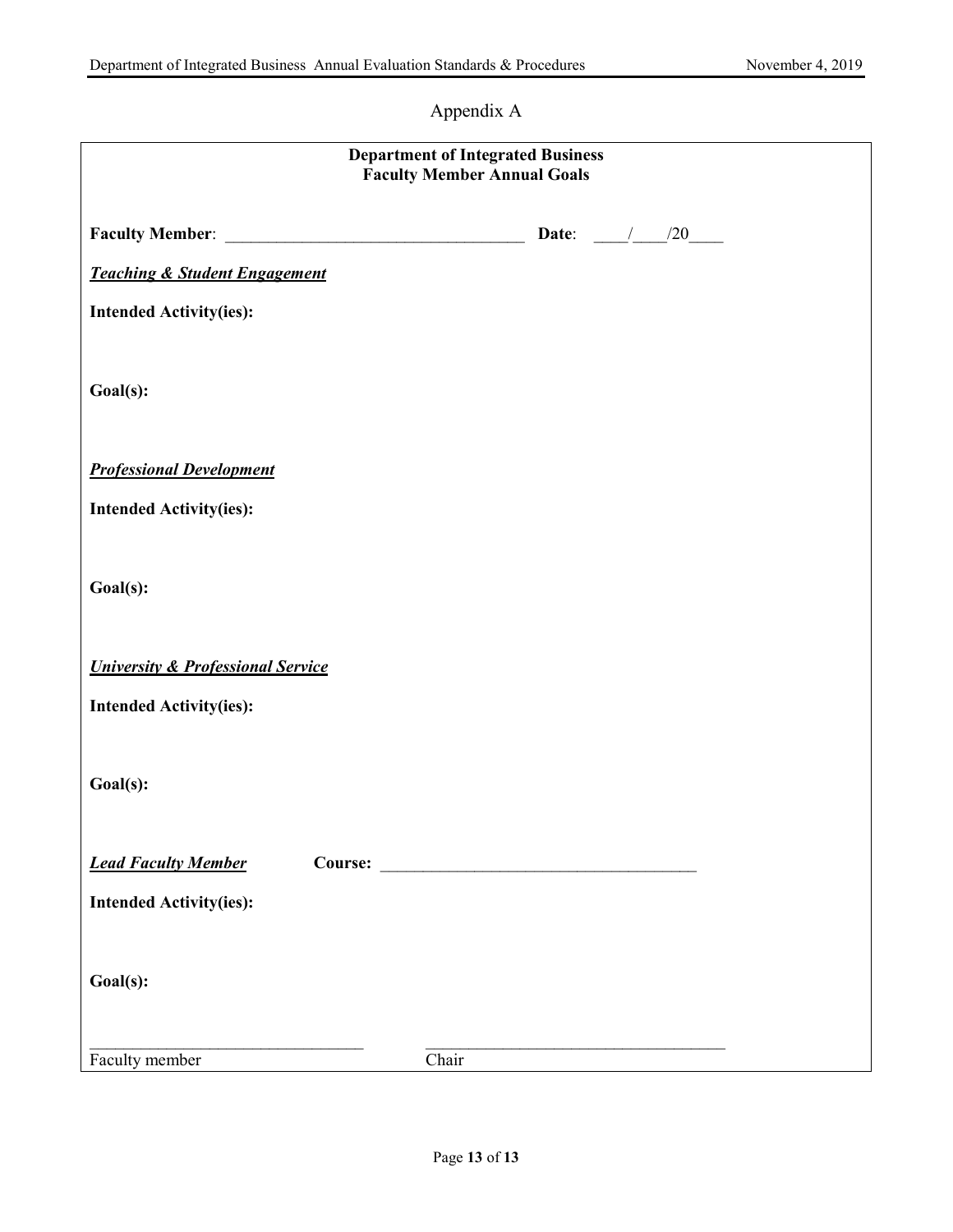Appendix A

**Department of Integrated Business**
**Faculty Member Annual Goals**

**Faculty Member**: ___________________________________ **Date**: ____/____/20____

***Teaching & Student Engagement***

**Intended Activity(ies):**

**Goal(s):**

***Professional Development***

**Intended Activity(ies):**

**Goal(s):**

***University & Professional Service***

**Intended Activity(ies):**

**Goal(s):**

***Lead Faculty Member*** **Course:** ____________________________________

**Intended Activity(ies):**

**Goal(s):**

________________________________ ___________________________________
Faculty member Chair